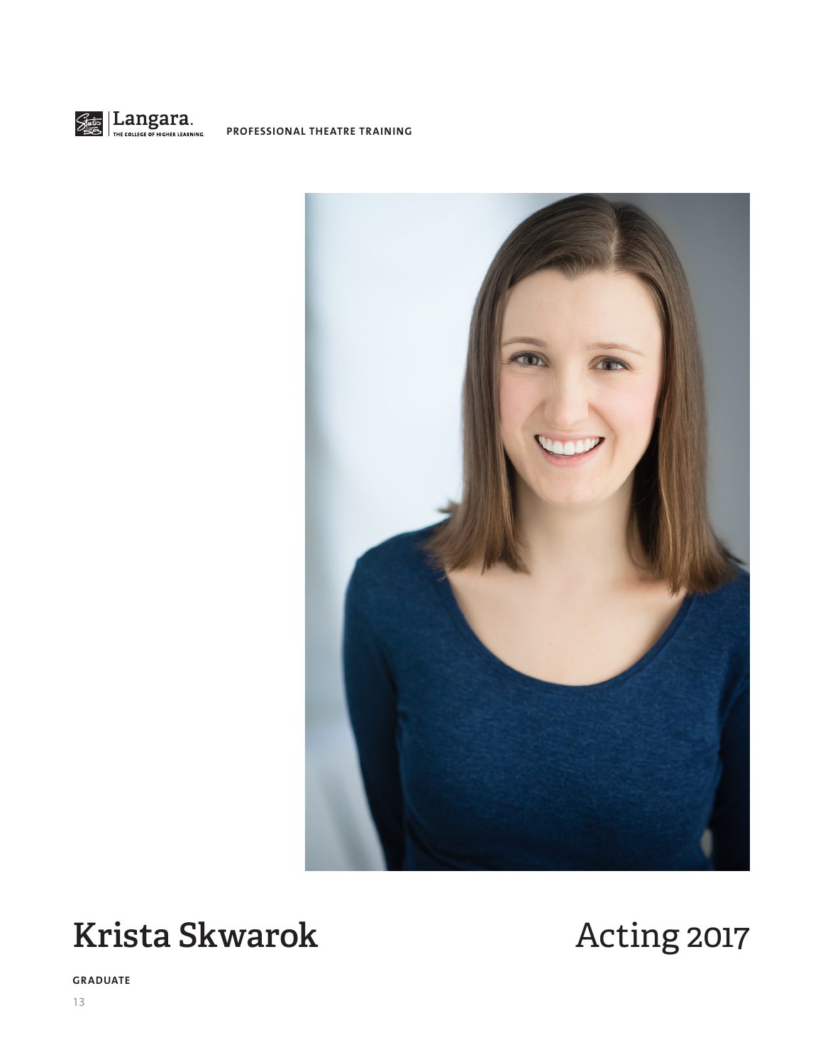Langara. THE COLLEGE OF HIGHER LEARNING.

PROFESSIONAL THEATRE TRAINING

# Krista Skwarok

Acting 2017

GRADUATE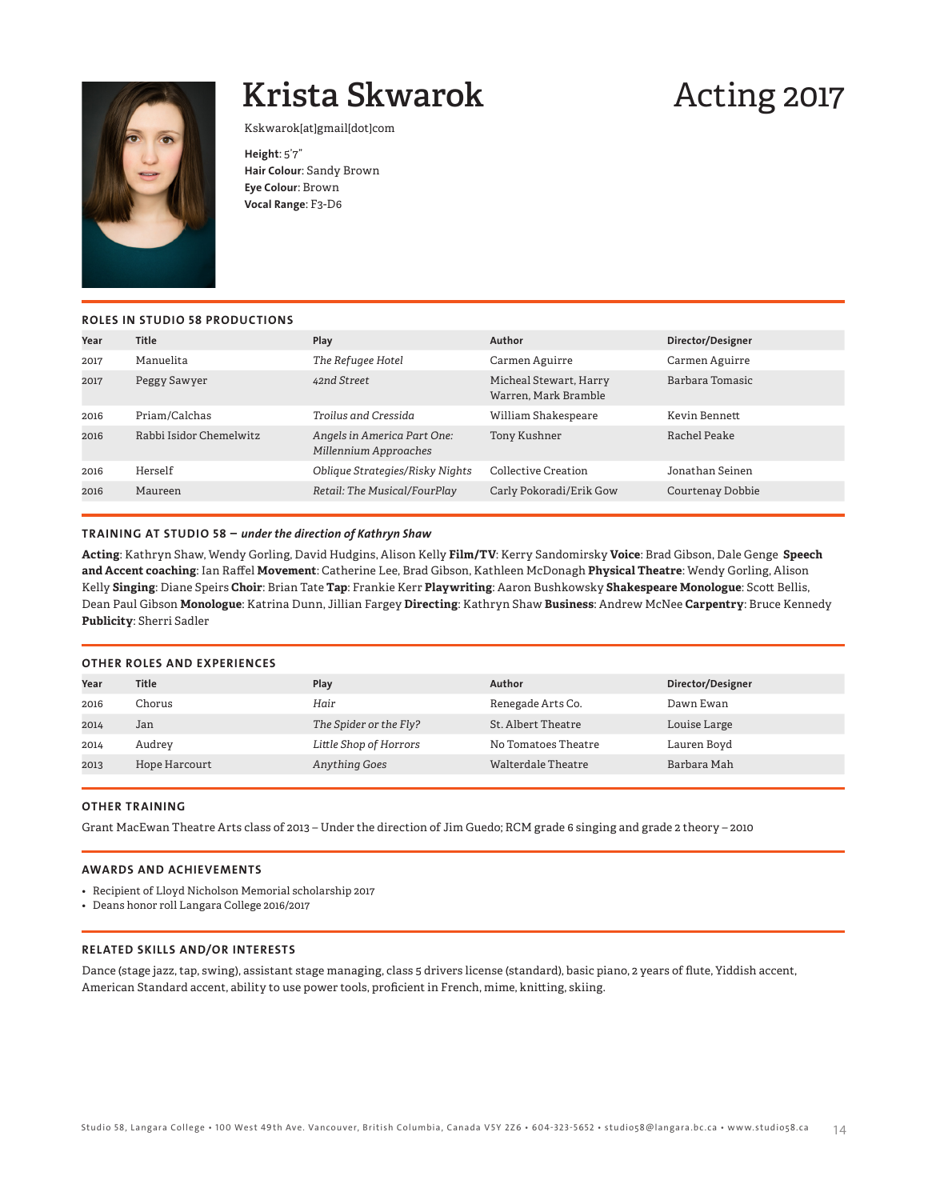# Krista Skwarok

# Acting 2017

Kskwarok[at]gmail[dot]com

**Height**: 5'7"
**Hair Colour**: Sandy Brown
**Eye Colour**: Brown
**Vocal Range**: F3-D6

## ROLES IN STUDIO 58 PRODUCTIONS

| Year | Title | Play | Author | Director/Designer |
|---|---|---|---|---|
| 2017 | Manuelita | *The Refugee Hotel* | Carmen Aguirre | Carmen Aguirre |
| 2017 | Peggy Sawyer | *42nd Street* | Micheal Stewart, Harry Warren, Mark Bramble | Barbara Tomasic |
| 2016 | Priam/Calchas | *Troilus and Cressida* | William Shakespeare | Kevin Bennett |
| 2016 | Rabbi Isidor Chemelwitz | *Angels in America Part One: Millennium Approaches* | Tony Kushner | Rachel Peake |
| 2016 | Herself | *Oblique Strategies/Risky Nights* | Collective Creation | Jonathan Seinen |
| 2016 | Maureen | *Retail: The Musical/FourPlay* | Carly Pokoradi/Erik Gow | Courtenay Dobbie |

## TRAINING AT STUDIO 58 – *under the direction of Kathryn Shaw*

**Acting**: Kathryn Shaw, Wendy Gorling, David Hudgins, Alison Kelly **Film/TV**: Kerry Sandomirsky **Voice**: Brad Gibson, Dale Genge **Speech and Accent coaching**: Ian Raffel **Movement**: Catherine Lee, Brad Gibson, Kathleen McDonagh **Physical Theatre**: Wendy Gorling, Alison Kelly **Singing**: Diane Speirs **Choir**: Brian Tate **Tap**: Frankie Kerr **Playwriting**: Aaron Bushkowsky **Shakespeare Monologue**: Scott Bellis, Dean Paul Gibson **Monologue**: Katrina Dunn, Jillian Fargey **Directing**: Kathryn Shaw **Business**: Andrew McNee **Carpentry**: Bruce Kennedy **Publicity**: Sherri Sadler

## OTHER ROLES AND EXPERIENCES

| Year | Title | Play | Author | Director/Designer |
|---|---|---|---|---|
| 2016 | Chorus | *Hair* | Renegade Arts Co. | Dawn Ewan |
| 2014 | Jan | *The Spider or the Fly?* | St. Albert Theatre | Louise Large |
| 2014 | Audrey | *Little Shop of Horrors* | No Tomatoes Theatre | Lauren Boyd |
| 2013 | Hope Harcourt | *Anything Goes* | Walterdale Theatre | Barbara Mah |

## OTHER TRAINING

Grant MacEwan Theatre Arts class of 2013 – Under the direction of Jim Guedo; RCM grade 6 singing and grade 2 theory – 2010

## AWARDS AND ACHIEVEMENTS

- Recipient of Lloyd Nicholson Memorial scholarship 2017
- Deans honor roll Langara College 2016/2017

## RELATED SKILLS AND/OR INTERESTS

Dance (stage jazz, tap, swing), assistant stage managing, class 5 drivers license (standard), basic piano, 2 years of flute, Yiddish accent, American Standard accent, ability to use power tools, proficient in French, mime, knitting, skiing.